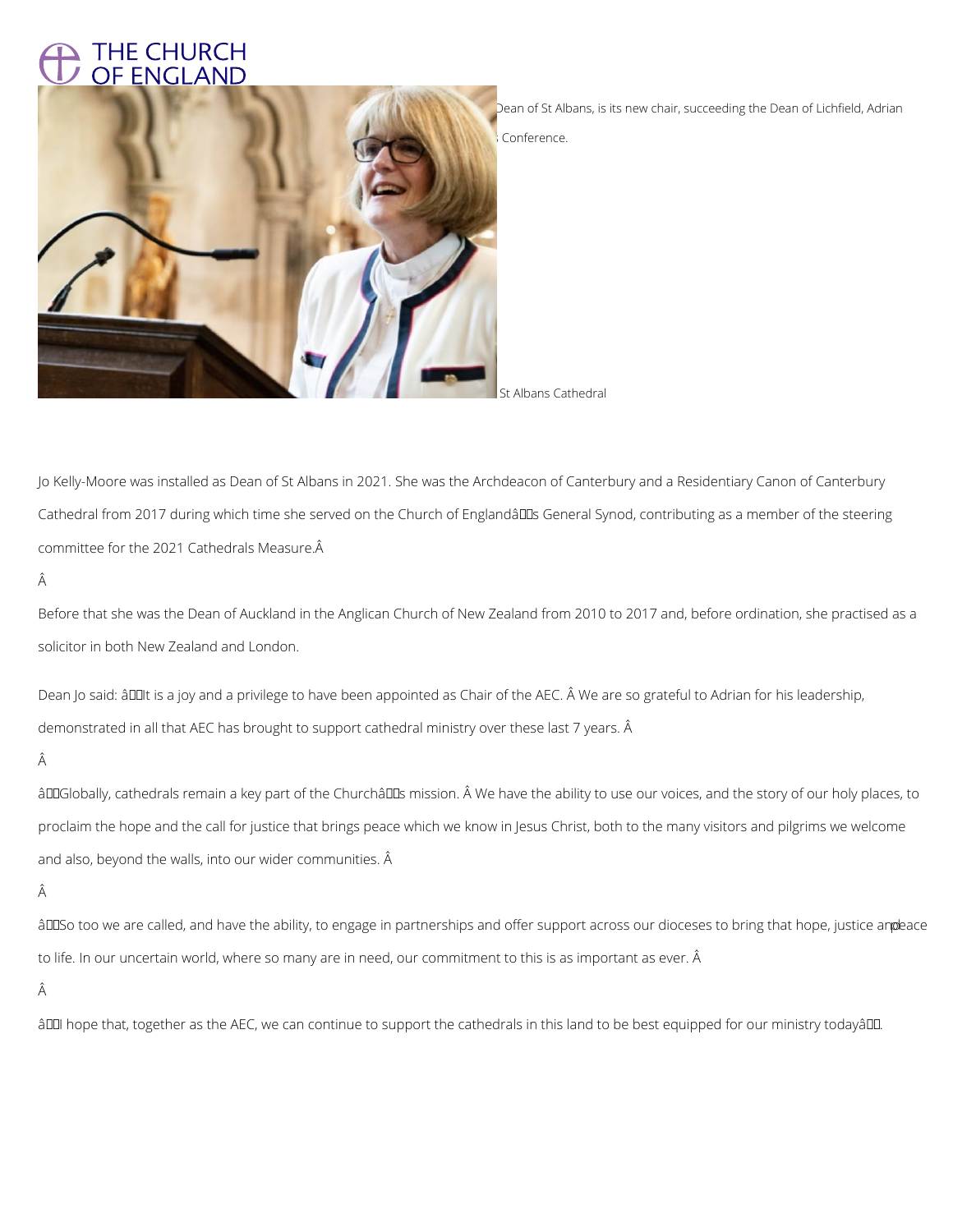# THE CHURCH OF ENGLAND

Dean of St Albans, is its new chair, succeeding the Dean of Lichfield, Adrian

Conference.

St Albans Cathedral

Jo Kelly-Moore was installed as Dean of St Albans in 2021. She was the Archdeacon of Canterbury and a Residentiary Canon of Canterbury Cathedral from 2017 during which time she served on the Church of England's General Synod, contributing as a member of the steering committee for the 2021 Cathedrals Measure.

Before that she was the Dean of Auckland in the Anglican Church of New Zealand from 2010 to 2017 and, before ordination, she practised as a solicitor in both New Zealand and London.

Dean Jo said: "It is a joy and a privilege to have been appointed as Chair of the AEC. We are so grateful to Adrian for his leadership, demonstrated in all that AEC has brought to support cathedral ministry over these last 7 years.

"Globally, cathedrals remain a key part of the Church's mission. We have the ability to use our voices, and the story of our holy places, to proclaim the hope and the call for justice that brings peace which we know in Jesus Christ, both to the many visitors and pilgrims we welcome and also, beyond the walls, into our wider communities.

"So too we are called, and have the ability, to engage in partnerships and offer support across our dioceses to bring that hope, justice and peace to life. In our uncertain world, where so many are in need, our commitment to this is as important as ever.

"I hope that, together as the AEC, we can continue to support the cathedrals in this land to be best equipped for our ministry today".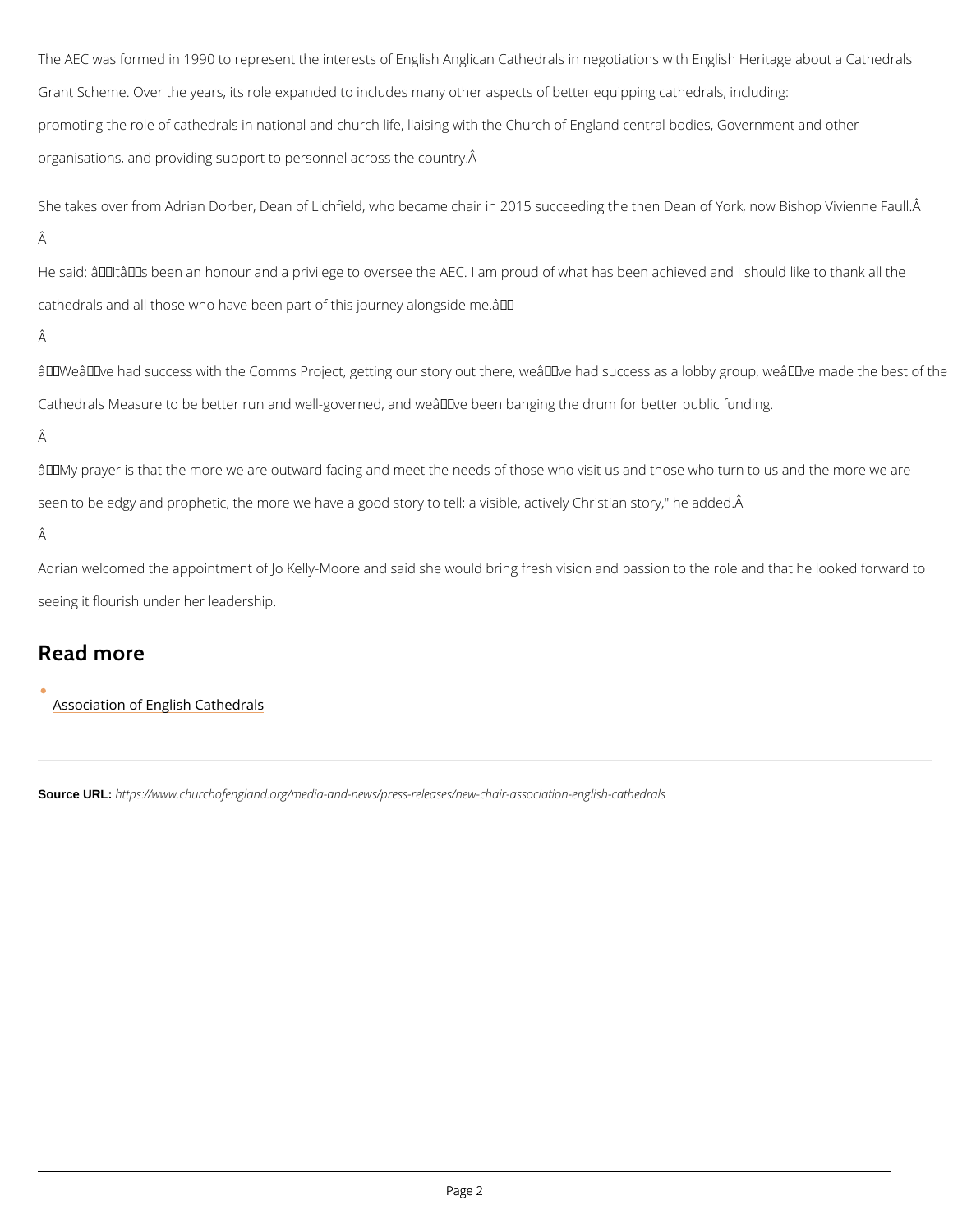The AEC was formed in 1990 to represent the interests of English Anglican Cathedrals in negotiations with English Heritage about a Cathedrals Grant Scheme. Over the years, its role expanded to includes many other aspects of better equipping cathedrals, including: promoting the role of cathedrals in national and church life, liaising with the Church of England central bodies, Government and other organisations, and providing support to personnel across the country.Â

She takes over from Adrian Dorber, Dean of Lichfield, who became chair in 2015 succeeding the then Dean of York, now Bishop Vivienne Faull.Â

Â

He said: â€œItâ€™s been an honour and a privilege to oversee the AEC. I am proud of what has been achieved and I should like to thank all the cathedrals and all those who have been part of this journey alongside me.â€

Â

â€œWeâ€™ve had success with the Comms Project, getting our story out there, weâ€™ve had success as a lobby group, weâ€™ve made the best of the Cathedrals Measure to be better run and well-governed, and weâ€™ve been banging the drum for better public funding.

Â

â€œMy prayer is that the more we are outward facing and meet the needs of those who visit us and those who turn to us and the more we are seen to be edgy and prophetic, the more we have a good story to tell; a visible, actively Christian story," he added.Â

Â

Adrian welcomed the appointment of Jo Kelly-Moore and said she would bring fresh vision and passion to the role and that he looked forward to seeing it flourish under her leadership.

## Read more

- Association of English Cathedrals

**Source URL:** *https://www.churchofengland.org/media-and-news/press-releases/new-chair-association-english-cathedrals*